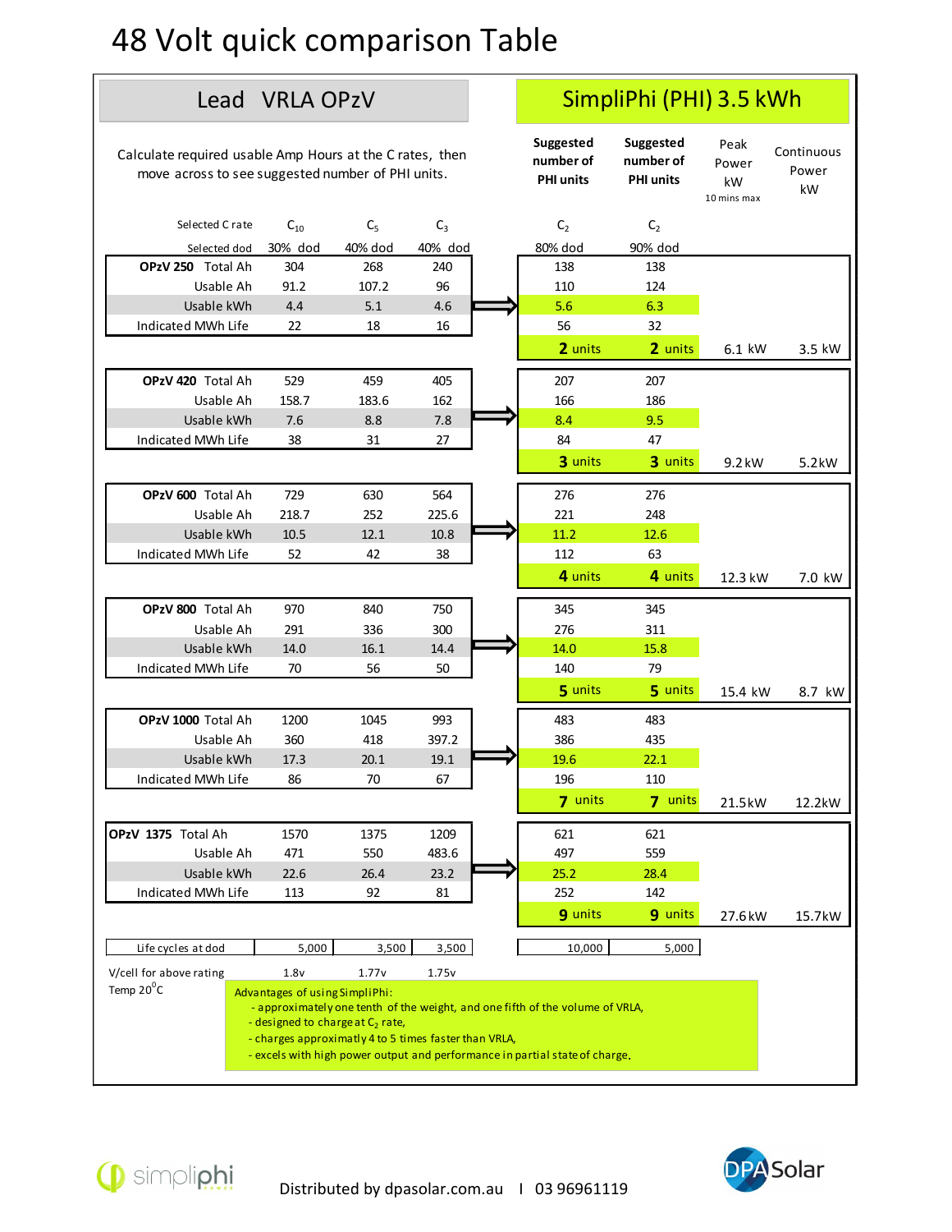# 48 Volt quick comparison Table

| Lead VRLA OPzV | | | | | SimpliPhi (PHI) 3.5 kWh | | | |
|---|---|---|---|---|---|---|---|---|
| Calculate required usable Amp Hours at the C rates, then move across to see suggested number of PHI units. | | | | | Suggested number of PHI units | Suggested number of PHI units | Peak Power kW (10 mins max) | Continuous Power kW |
| | Selected C rate | $C_{10}$ | $C_5$ | $C_3$ | $C_2$ | $C_2$ | | |
| | Selected dod | 30% dod | 40% dod | 40% dod | 80% dod | 90% dod | | |
| **OPzV 250** | Total Ah | 304 | 268 | 240 | 138 | 138 | | |
| | Usable Ah | 91.2 | 107.2 | 96 | 110 | 124 | | |
| | Usable kWh | 4.4 | 5.1 | 4.6 | 5.6 | 6.3 | | |
| | Indicated MWh Life | 22 | 18 | 16 | 56 | 32 | | |
| | | | | | **2** units | **2** units | 6.1 kW | 3.5 kW |
| **OPzV 420** | Total Ah | 529 | 459 | 405 | 207 | 207 | | |
| | Usable Ah | 158.7 | 183.6 | 162 | 166 | 186 | | |
| | Usable kWh | 7.6 | 8.8 | 7.8 | 8.4 | 9.5 | | |
| | Indicated MWh Life | 38 | 31 | 27 | 84 | 47 | | |
| | | | | | **3** units | **3** units | 9.2 kW | 5.2kW |
| **OPzV 600** | Total Ah | 729 | 630 | 564 | 276 | 276 | | |
| | Usable Ah | 218.7 | 252 | 225.6 | 221 | 248 | | |
| | Usable kWh | 10.5 | 12.1 | 10.8 | 11.2 | 12.6 | | |
| | Indicated MWh Life | 52 | 42 | 38 | 112 | 63 | | |
| | | | | | **4** units | **4** units | 12.3 kW | 7.0 kW |
| **OPzV 800** | Total Ah | 970 | 840 | 750 | 345 | 345 | | |
| | Usable Ah | 291 | 336 | 300 | 276 | 311 | | |
| | Usable kWh | 14.0 | 16.1 | 14.4 | 14.0 | 15.8 | | |
| | Indicated MWh Life | 70 | 56 | 50 | 140 | 79 | | |
| | | | | | **5** units | **5** units | 15.4 kW | 8.7 kW |
| **OPzV 1000** | Total Ah | 1200 | 1045 | 993 | 483 | 483 | | |
| | Usable Ah | 360 | 418 | 397.2 | 386 | 435 | | |
| | Usable kWh | 17.3 | 20.1 | 19.1 | 19.6 | 22.1 | | |
| | Indicated MWh Life | 86 | 70 | 67 | 196 | 110 | | |
| | | | | | **7** units | **7** units | 21.5kW | 12.2kW |
| **OPzV 1375** | Total Ah | 1570 | 1375 | 1209 | 621 | 621 | | |
| | Usable Ah | 471 | 550 | 483.6 | 497 | 559 | | |
| | Usable kWh | 22.6 | 26.4 | 23.2 | 25.2 | 28.4 | | |
| | Indicated MWh Life | 113 | 92 | 81 | 252 | 142 | | |
| | | | | | **9** units | **9** units | 27.6kW | 15.7kW |
| Life cycles at dod | | 5,000 | 3,500 | 3,500 | 10,000 | 5,000 | | |
| V/cell for above rating | | 1.8v | 1.77v | 1.75v | | | | |

Temp 20°C

Advantages of using SimpliPhi:
- approximately one tenth of the weight, and one fifth of the volume of VRLA,
- designed to charge at $C_2$ rate,
- charges approximately 4 to 5 times faster than VRLA,
- excels with high power output and performance in partial state of charge.

simpliphi power

Distributed by dpasolar.com.au | 03 96961119

DPA Solar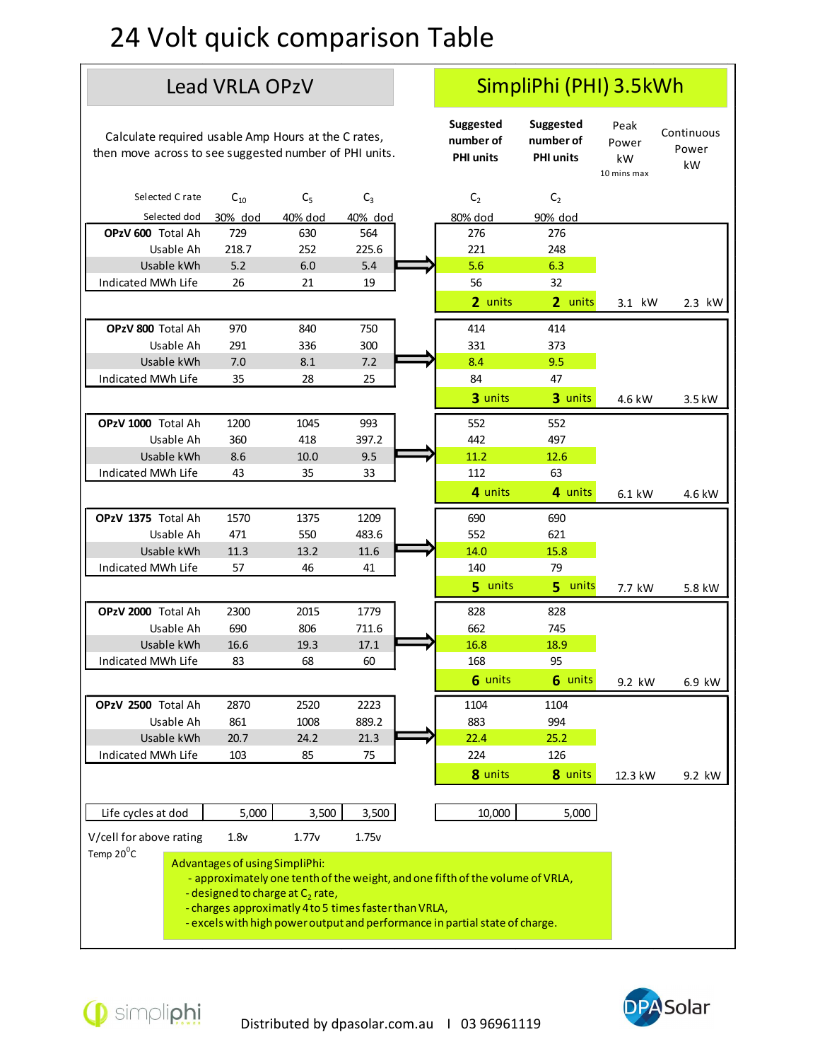# 24 Volt quick comparison Table

## Lead VRLA OPzV

Calculate required usable Amp Hours at the C rates, then move across to see suggested number of PHI units.

## SimpliPhi (PHI) 3.5kWh

| | Selected C rate | $C_{10}$ | $C_5$ | $C_3$ | | Suggested number of PHI units $C_2$ | Suggested number of PHI units $C_2$ | Peak Power kW (10 mins max) | Continuous Power kW |
|---|---|---|---|---|---|---|---|---|---|
| | Selected dod | 30% dod | 40% dod | 40% dod | | 80% dod | 90% dod | | |
| **OPzV 600** | Total Ah | 729 | 630 | 564 | | 276 | 276 | | |
| | Usable Ah | 218.7 | 252 | 225.6 | | 221 | 248 | | |
| | Usable kWh | 5.2 | 6.0 | 5.4 | ⇒ | 5.6 | 6.3 | | |
| | Indicated MWh Life | 26 | 21 | 19 | | 56 | 32 | | |
| | | | | | | **2** units | **2** units | 3.1 kW | 2.3 kW |
| **OPzV 800** | Total Ah | 970 | 840 | 750 | | 414 | 414 | | |
| | Usable Ah | 291 | 336 | 300 | | 331 | 373 | | |
| | Usable kWh | 7.0 | 8.1 | 7.2 | ⇒ | 8.4 | 9.5 | | |
| | Indicated MWh Life | 35 | 28 | 25 | | 84 | 47 | | |
| | | | | | | **3** units | **3** units | 4.6 kW | 3.5 kW |
| **OPzV 1000** | Total Ah | 1200 | 1045 | 993 | | 552 | 552 | | |
| | Usable Ah | 360 | 418 | 397.2 | | 442 | 497 | | |
| | Usable kWh | 8.6 | 10.0 | 9.5 | ⇒ | 11.2 | 12.6 | | |
| | Indicated MWh Life | 43 | 35 | 33 | | 112 | 63 | | |
| | | | | | | **4** units | **4** units | 6.1 kW | 4.6 kW |
| **OPzV 1375** | Total Ah | 1570 | 1375 | 1209 | | 690 | 690 | | |
| | Usable Ah | 471 | 550 | 483.6 | | 552 | 621 | | |
| | Usable kWh | 11.3 | 13.2 | 11.6 | ⇒ | 14.0 | 15.8 | | |
| | Indicated MWh Life | 57 | 46 | 41 | | 140 | 79 | | |
| | | | | | | **5** units | **5** units | 7.7 kW | 5.8 kW |
| **OPzV 2000** | Total Ah | 2300 | 2015 | 1779 | | 828 | 828 | | |
| | Usable Ah | 690 | 806 | 711.6 | | 662 | 745 | | |
| | Usable kWh | 16.6 | 19.3 | 17.1 | ⇒ | 16.8 | 18.9 | | |
| | Indicated MWh Life | 83 | 68 | 60 | | 168 | 95 | | |
| | | | | | | **6** units | **6** units | 9.2 kW | 6.9 kW |
| **OPzV 2500** | Total Ah | 2870 | 2520 | 2223 | | 1104 | 1104 | | |
| | Usable Ah | 861 | 1008 | 889.2 | | 883 | 994 | | |
| | Usable kWh | 20.7 | 24.2 | 21.3 | ⇒ | 22.4 | 25.2 | | |
| | Indicated MWh Life | 103 | 85 | 75 | | 224 | 126 | | |
| | | | | | | **8** units | **8** units | 12.3 kW | 9.2 kW |
| | Life cycles at dod | 5,000 | 3,500 | 3,500 | | 10,000 | 5,000 | | |
| | V/cell for above rating | 1.8v | 1.77v | 1.75v | | | | | |

Temp 20$^{0}$C

Advantages of using SimpliPhi:
- approximately one tenth of the weight, and one fifth of the volume of VRLA,
- designed to charge at $C_2$ rate,
- charges approximatly 4 to 5 times faster than VRLA,
- excels with high power output and performance in partial state of charge.

simpliphi

Distributed by dpasolar.com.au | 03 96961119

DPA Solar